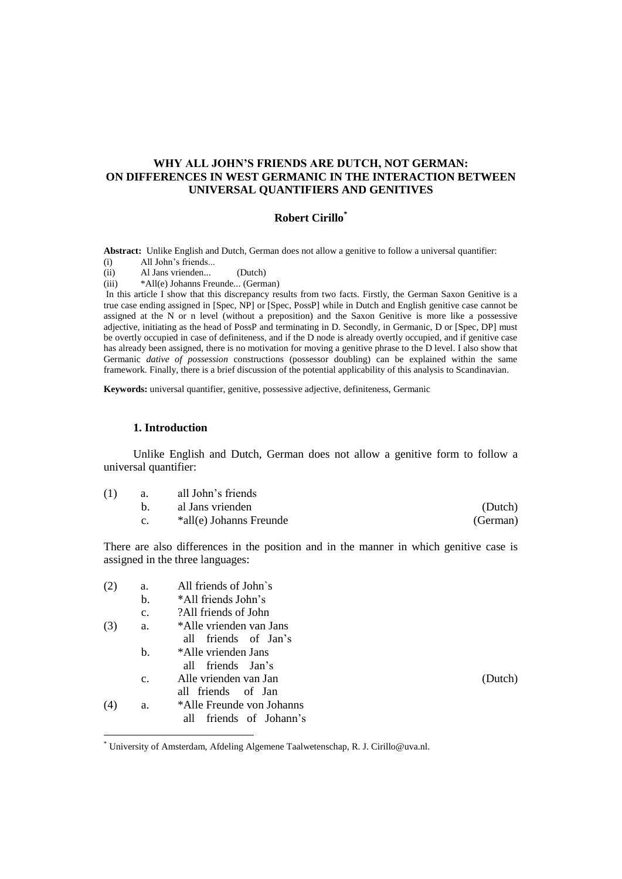# WHY ALL JOHN'S FRIENDS ARE DUTCH, NOT GERMAN: ON DIFFERENCES IN WEST GERMANIC IN THE INTERACTION BETWEEN UNIVERSAL QUANTIFIERS AND GENITIVES

**Robert Cirillo**[*]

**Abstract:** Unlike English and Dutch, German does not allow a genitive to follow a universal quantifier:

(i) All John's friends...
(ii) Al Jans vrienden... (Dutch)
(iii) *All(e) Johanns Freunde... (German)

In this article I show that this discrepancy results from two facts. Firstly, the German Saxon Genitive is a true case ending assigned in [Spec, NP] or [Spec, PossP] while in Dutch and English genitive case cannot be assigned at the N or n level (without a preposition) and the Saxon Genitive is more like a possessive adjective, initiating as the head of PossP and terminating in D. Secondly, in Germanic, D or [Spec, DP] must be overtly occupied in case of definiteness, and if the D node is already overtly occupied, and if genitive case has already been assigned, there is no motivation for moving a genitive phrase to the D level. I also show that Germanic *dative of possession* constructions (possessor doubling) can be explained within the same framework. Finally, there is a brief discussion of the potential applicability of this analysis to Scandinavian.

**Keywords:** universal quantifier, genitive, possessive adjective, definiteness, Germanic

## 1. Introduction

Unlike English and Dutch, German does not allow a genitive form to follow a universal quantifier:

(1)
a. all John's friends
b. al Jans vrienden (Dutch)
c. *all(e) Johanns Freunde (German)

There are also differences in the position and in the manner in which genitive case is assigned in the three languages:

(2)
a. All friends of John`s
b. *All friends John's
c. ?All friends of John

(3)
a. *Alle vrienden van Jans
   all friends of Jan's
b. *Alle vrienden Jans
   all friends Jan's
c. Alle vrienden van Jan (Dutch)
   all friends of Jan

(4)
a. *Alle Freunde von Johanns
   all friends of Johann's

[*] University of Amsterdam, Afdeling Algemene Taalwetenschap, R. J. Cirillo@uva.nl.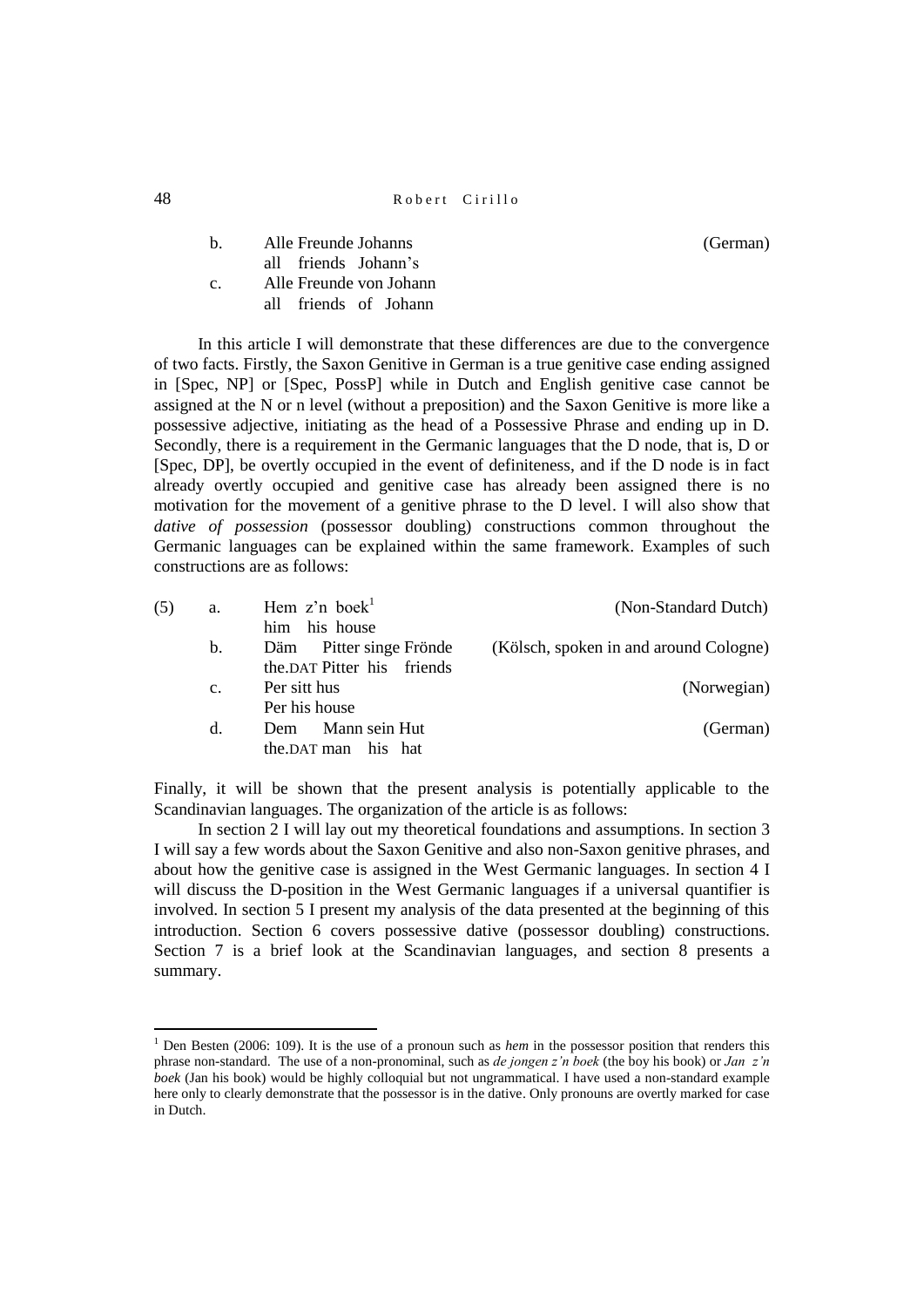b. Alle Freunde Johanns (German)
   all friends Johann's

c. Alle Freunde von Johann
   all friends of Johann

In this article I will demonstrate that these differences are due to the convergence of two facts. Firstly, the Saxon Genitive in German is a true genitive case ending assigned in [Spec, NP] or [Spec, PossP] while in Dutch and English genitive case cannot be assigned at the N or n level (without a preposition) and the Saxon Genitive is more like a possessive adjective, initiating as the head of a Possessive Phrase and ending up in D. Secondly, there is a requirement in the Germanic languages that the D node, that is, D or [Spec, DP], be overtly occupied in the event of definiteness, and if the D node is in fact already overtly occupied and genitive case has already been assigned there is no motivation for the movement of a genitive phrase to the D level. I will also show that *dative of possession* (possessor doubling) constructions common throughout the Germanic languages can be explained within the same framework. Examples of such constructions are as follows:

(5) a. Hem z'n boek[1] (Non-Standard Dutch)
   him his house

b. Däm Pitter singe Frönde (Kölsch, spoken in and around Cologne)
   the.DAT Pitter his friends

c. Per sitt hus (Norwegian)
   Per his house

d. Dem Mann sein Hut (German)
   the.DAT man his hat

Finally, it will be shown that the present analysis is potentially applicable to the Scandinavian languages. The organization of the article is as follows:

In section 2 I will lay out my theoretical foundations and assumptions. In section 3 I will say a few words about the Saxon Genitive and also non-Saxon genitive phrases, and about how the genitive case is assigned in the West Germanic languages. In section 4 I will discuss the D-position in the West Germanic languages if a universal quantifier is involved. In section 5 I present my analysis of the data presented at the beginning of this introduction. Section 6 covers possessive dative (possessor doubling) constructions. Section 7 is a brief look at the Scandinavian languages, and section 8 presents a summary.

[1] Den Besten (2006: 109). It is the use of a pronoun such as *hem* in the possessor position that renders this phrase non-standard. The use of a non-pronominal, such as *de jongen z'n boek* (the boy his book) or *Jan z'n boek* (Jan his book) would be highly colloquial but not ungrammatical. I have used a non-standard example here only to clearly demonstrate that the possessor is in the dative. Only pronouns are overtly marked for case in Dutch.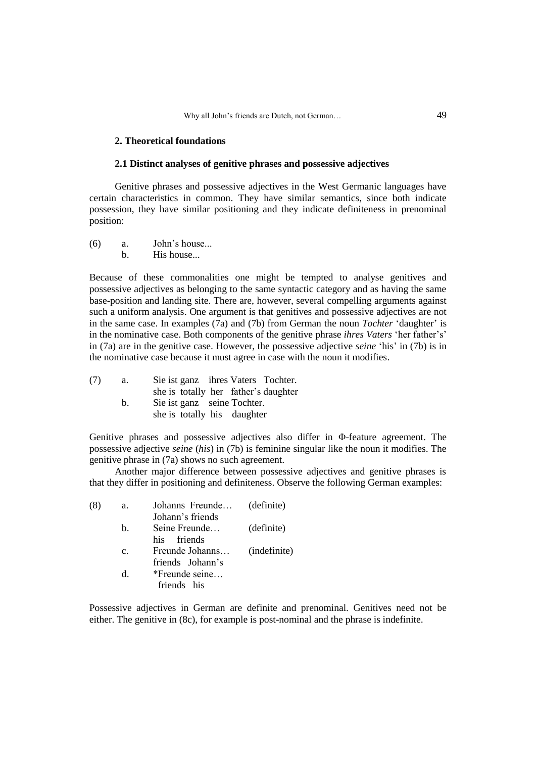## 2. Theoretical foundations

### 2.1 Distinct analyses of genitive phrases and possessive adjectives

Genitive phrases and possessive adjectives in the West Germanic languages have certain characteristics in common. They have similar semantics, since both indicate possession, they have similar positioning and they indicate definiteness in prenominal position:

(6) a. John's house...
    b. His house...

Because of these commonalities one might be tempted to analyse genitives and possessive adjectives as belonging to the same syntactic category and as having the same base-position and landing site. There are, however, several compelling arguments against such a uniform analysis. One argument is that genitives and possessive adjectives are not in the same case. In examples (7a) and (7b) from German the noun *Tochter* 'daughter' is in the nominative case. Both components of the genitive phrase *ihres Vaters* 'her father's' in (7a) are in the genitive case. However, the possessive adjective *seine* 'his' in (7b) is in the nominative case because it must agree in case with the noun it modifies.

(7) a. Sie ist ganz ihres Vaters Tochter.
       she is totally her father's daughter
    b. Sie ist ganz seine Tochter.
       she is totally his daughter

Genitive phrases and possessive adjectives also differ in Φ-feature agreement. The possessive adjective *seine* (*his*) in (7b) is feminine singular like the noun it modifies. The genitive phrase in (7a) shows no such agreement.

Another major difference between possessive adjectives and genitive phrases is that they differ in positioning and definiteness. Observe the following German examples:

(8) a. Johanns Freunde… (definite)
       Johann's friends
    b. Seine Freunde… (definite)
       his friends
    c. Freunde Johanns… (indefinite)
       friends Johann's
    d. *Freunde seine…
       friends his

Possessive adjectives in German are definite and prenominal. Genitives need not be either. The genitive in (8c), for example is post-nominal and the phrase is indefinite.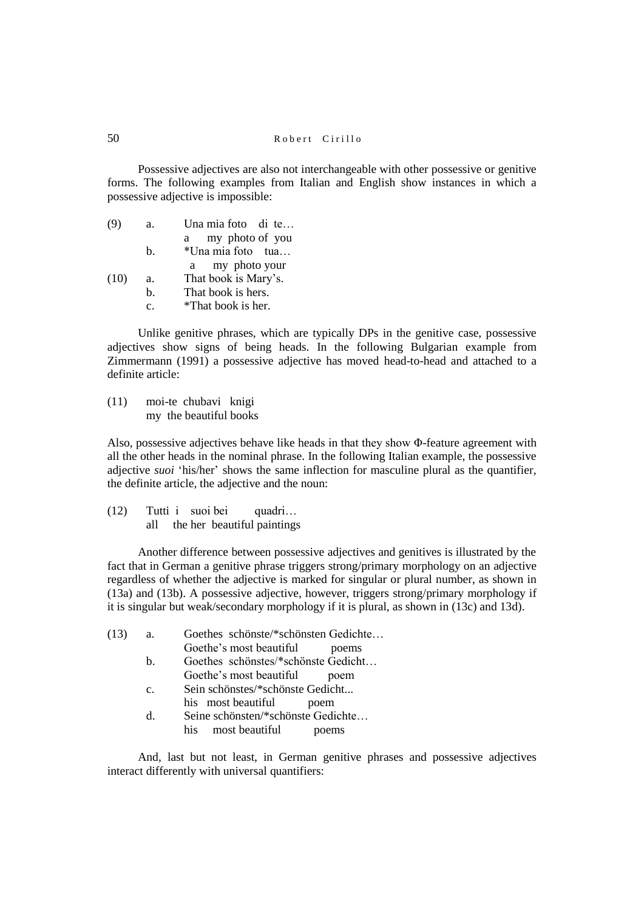Possessive adjectives are also not interchangeable with other possessive or genitive forms. The following examples from Italian and English show instances in which a possessive adjective is impossible:

(9) a. Una mia foto di te…
  a my photo of you
 b. *Una mia foto tua…
  a my photo your

(10) a. That book is Mary's.
 b. That book is hers.
 c. *That book is her.

Unlike genitive phrases, which are typically DPs in the genitive case, possessive adjectives show signs of being heads. In the following Bulgarian example from Zimmermann (1991) a possessive adjective has moved head-to-head and attached to a definite article:

(11) moi-te chubavi knigi
  my the beautiful books

Also, possessive adjectives behave like heads in that they show Φ-feature agreement with all the other heads in the nominal phrase. In the following Italian example, the possessive adjective *suoi* 'his/her' shows the same inflection for masculine plural as the quantifier, the definite article, the adjective and the noun:

(12) Tutti i suoi bei quadri…
  all the her beautiful paintings

Another difference between possessive adjectives and genitives is illustrated by the fact that in German a genitive phrase triggers strong/primary morphology on an adjective regardless of whether the adjective is marked for singular or plural number, as shown in (13a) and (13b). A possessive adjective, however, triggers strong/primary morphology if it is singular but weak/secondary morphology if it is plural, as shown in (13c) and 13d).

(13) a. Goethes schönste/*schönsten Gedichte…
  Goethe's most beautiful poems
 b. Goethes schönstes/*schönste Gedicht…
  Goethe's most beautiful poem
 c. Sein schönstes/*schönste Gedicht...
  his most beautiful poem
 d. Seine schönsten/*schönste Gedichte…
  his most beautiful poems

And, last but not least, in German genitive phrases and possessive adjectives interact differently with universal quantifiers: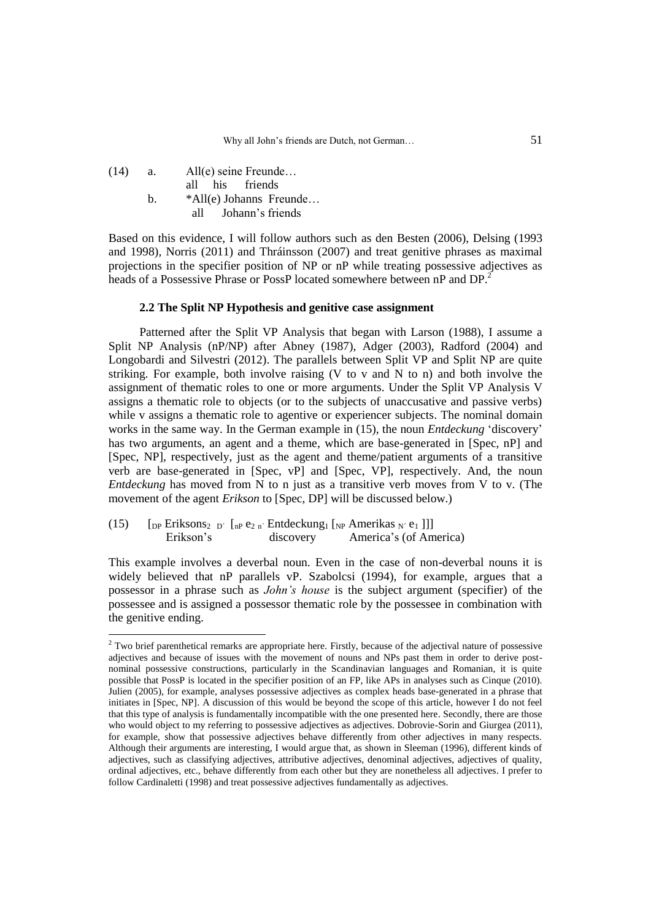(14) a. All(e) seine Freunde…
all his friends

b. *All(e) Johanns Freunde…
all Johann's friends

Based on this evidence, I will follow authors such as den Besten (2006), Delsing (1993 and 1998), Norris (2011) and Thráinsson (2007) and treat genitive phrases as maximal projections in the specifier position of NP or nP while treating possessive adjectives as heads of a Possessive Phrase or PossP located somewhere between nP and DP.[2]

### 2.2 The Split NP Hypothesis and genitive case assignment

Patterned after the Split VP Analysis that began with Larson (1988), I assume a Split NP Analysis (nP/NP) after Abney (1987), Adger (2003), Radford (2004) and Longobardi and Silvestri (2012). The parallels between Split VP and Split NP are quite striking. For example, both involve raising (V to v and N to n) and both involve the assignment of thematic roles to one or more arguments. Under the Split VP Analysis V assigns a thematic role to objects (or to the subjects of unaccusative and passive verbs) while v assigns a thematic role to agentive or experiencer subjects. The nominal domain works in the same way. In the German example in (15), the noun *Entdeckung* 'discovery' has two arguments, an agent and a theme, which are base-generated in [Spec, nP] and [Spec, NP], respectively, just as the agent and theme/patient arguments of a transitive verb are base-generated in [Spec, vP] and [Spec, VP], respectively. And, the noun *Entdeckung* has moved from N to n just as a transitive verb moves from V to v. (The movement of the agent *Erikson* to [Spec, DP] will be discussed below.)

(15) $[_{DP}$ Eriksons$_2$ $_{D'}$ $[_{nP}$ $e_2$ $_{n'}$ Entdeckung$_1$ $[_{NP}$ Amerikas $_{N'}$ $e_1$ $]]]$
Erikson's discovery America's (of America)

This example involves a deverbal noun. Even in the case of non-deverbal nouns it is widely believed that nP parallels vP. Szabolcsi (1994), for example, argues that a possessor in a phrase such as *John's house* is the subject argument (specifier) of the possessee and is assigned a possessor thematic role by the possessee in combination with the genitive ending.

---

[2] Two brief parenthetical remarks are appropriate here. Firstly, because of the adjectival nature of possessive adjectives and because of issues with the movement of nouns and NPs past them in order to derive post-nominal possessive constructions, particularly in the Scandinavian languages and Romanian, it is quite possible that PossP is located in the specifier position of an FP, like APs in analyses such as Cinque (2010). Julien (2005), for example, analyses possessive adjectives as complex heads base-generated in a phrase that initiates in [Spec, NP]. A discussion of this would be beyond the scope of this article, however I do not feel that this type of analysis is fundamentally incompatible with the one presented here. Secondly, there are those who would object to my referring to possessive adjectives as adjectives. Dobrovie-Sorin and Giurgea (2011), for example, show that possessive adjectives behave differently from other adjectives in many respects. Although their arguments are interesting, I would argue that, as shown in Sleeman (1996), different kinds of adjectives, such as classifying adjectives, attributive adjectives, denominal adjectives, adjectives of quality, ordinal adjectives, etc., behave differently from each other but they are nonetheless all adjectives. I prefer to follow Cardinaletti (1998) and treat possessive adjectives fundamentally as adjectives.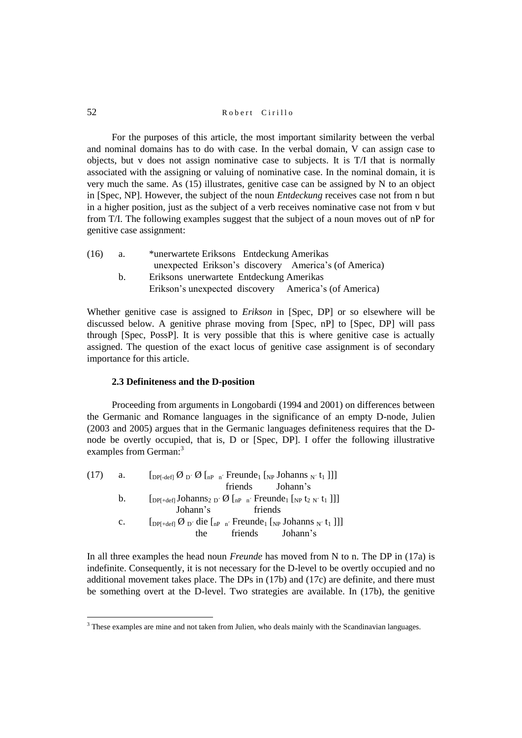For the purposes of this article, the most important similarity between the verbal and nominal domains has to do with case. In the verbal domain, V can assign case to objects, but v does not assign nominative case to subjects. It is T/I that is normally associated with the assigning or valuing of nominative case. In the nominal domain, it is very much the same. As (15) illustrates, genitive case can be assigned by N to an object in [Spec, NP]. However, the subject of the noun *Entdeckung* receives case not from n but in a higher position, just as the subject of a verb receives nominative case not from v but from T/I. The following examples suggest that the subject of a noun moves out of nP for genitive case assignment:

(16) a. \*unerwartete Eriksons Entdeckung Amerikas
  unexpected Erikson's discovery America's (of America)
 b. Eriksons unerwartete Entdeckung Amerikas
  Erikson's unexpected discovery America's (of America)

Whether genitive case is assigned to *Erikson* in [Spec, DP] or so elsewhere will be discussed below. A genitive phrase moving from [Spec, nP] to [Spec, DP] will pass through [Spec, PossP]. It is very possible that this is where genitive case is actually assigned. The question of the exact locus of genitive case assignment is of secondary importance for this article.

### 2.3 Definiteness and the D-position

Proceeding from arguments in Longobardi (1994 and 2001) on differences between the Germanic and Romance languages in the significance of an empty D-node, Julien (2003 and 2005) argues that in the Germanic languages definiteness requires that the D-node be overtly occupied, that is, D or [Spec, DP]. I offer the following illustrative examples from German:[3]

(17) a. $[_{DP[-def]}$ Ø $_{D'}$ Ø $[_{nP}$ $_{n'}$ Freunde$_1$ $[_{NP}$ Johanns $_{N'}$ $t_1$ ]]]
  friends Johann's
 b. $[_{DP[+def]}$ Johanns$_2$ $_{D'}$ Ø $[_{nP}$ $_{n'}$ Freunde$_1$ $[_{NP}$ $t_2$ $_{N'}$ $t_1$ ]]]
  Johann's friends
 c. $[_{DP[+def]}$ Ø $_{D'}$ die $[_{nP}$ $_{n'}$ Freunde$_1$ $[_{NP}$ Johanns $_{N'}$ $t_1$ ]]]
  the friends Johann's

In all three examples the head noun *Freunde* has moved from N to n. The DP in (17a) is indefinite. Consequently, it is not necessary for the D-level to be overtly occupied and no additional movement takes place. The DPs in (17b) and (17c) are definite, and there must be something overt at the D-level. Two strategies are available. In (17b), the genitive

[3] These examples are mine and not taken from Julien, who deals mainly with the Scandinavian languages.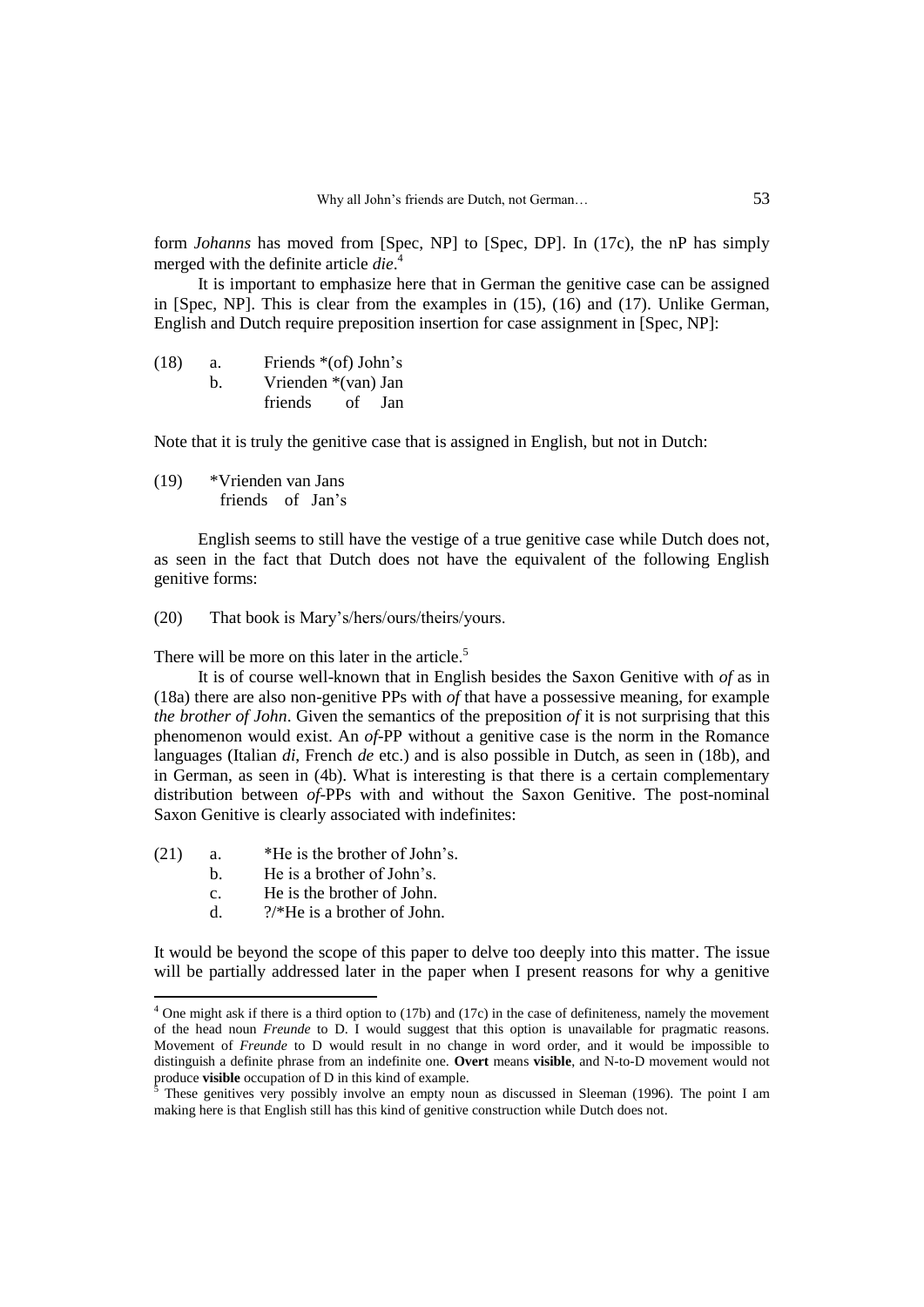form *Johanns* has moved from [Spec, NP] to [Spec, DP]. In (17c), the nP has simply merged with the definite article *die*.[4]

It is important to emphasize here that in German the genitive case can be assigned in [Spec, NP]. This is clear from the examples in (15), (16) and (17). Unlike German, English and Dutch require preposition insertion for case assignment in [Spec, NP]:

(18) a. Friends *(of) John's
 b. Vrienden *(van) Jan
  friends of Jan

Note that it is truly the genitive case that is assigned in English, but not in Dutch:

(19) *Vrienden van Jans
 friends of Jan's

English seems to still have the vestige of a true genitive case while Dutch does not, as seen in the fact that Dutch does not have the equivalent of the following English genitive forms:

(20) That book is Mary's/hers/ours/theirs/yours.

There will be more on this later in the article.[5]

It is of course well-known that in English besides the Saxon Genitive with *of* as in (18a) there are also non-genitive PPs with *of* that have a possessive meaning, for example *the brother of John*. Given the semantics of the preposition *of* it is not surprising that this phenomenon would exist. An *of*-PP without a genitive case is the norm in the Romance languages (Italian *di*, French *de* etc.) and is also possible in Dutch, as seen in (18b), and in German, as seen in (4b). What is interesting is that there is a certain complementary distribution between *of*-PPs with and without the Saxon Genitive. The post-nominal Saxon Genitive is clearly associated with indefinites:

(21) a. *He is the brother of John's.
 b. He is a brother of John's.
 c. He is the brother of John.
 d. ?/*He is a brother of John.

It would be beyond the scope of this paper to delve too deeply into this matter. The issue will be partially addressed later in the paper when I present reasons for why a genitive

---

[4] One might ask if there is a third option to (17b) and (17c) in the case of definiteness, namely the movement of the head noun *Freunde* to D. I would suggest that this option is unavailable for pragmatic reasons. Movement of *Freunde* to D would result in no change in word order, and it would be impossible to distinguish a definite phrase from an indefinite one. **Overt** means **visible**, and N-to-D movement would not produce **visible** occupation of D in this kind of example.

[5] These genitives very possibly involve an empty noun as discussed in Sleeman (1996). The point I am making here is that English still has this kind of genitive construction while Dutch does not.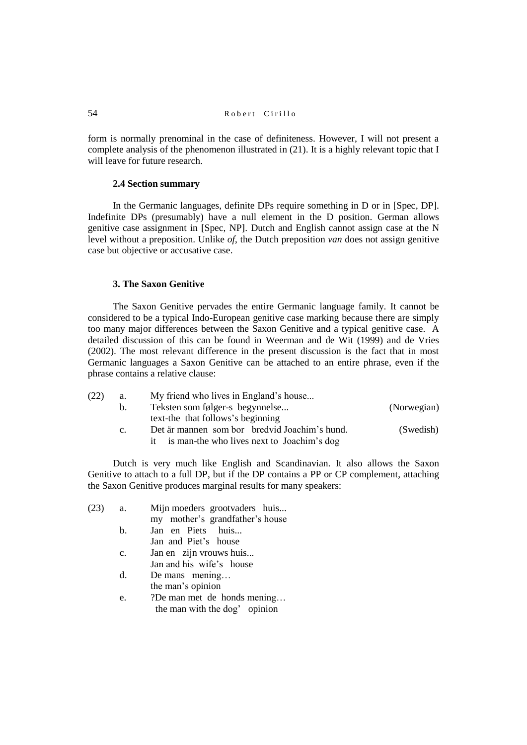form is normally prenominal in the case of definiteness. However, I will not present a complete analysis of the phenomenon illustrated in (21). It is a highly relevant topic that I will leave for future research.

### 2.4 Section summary

In the Germanic languages, definite DPs require something in D or in [Spec, DP]. Indefinite DPs (presumably) have a null element in the D position. German allows genitive case assignment in [Spec, NP]. Dutch and English cannot assign case at the N level without a preposition. Unlike *of*, the Dutch preposition *van* does not assign genitive case but objective or accusative case.

## 3. The Saxon Genitive

The Saxon Genitive pervades the entire Germanic language family. It cannot be considered to be a typical Indo-European genitive case marking because there are simply too many major differences between the Saxon Genitive and a typical genitive case. A detailed discussion of this can be found in Weerman and de Wit (1999) and de Vries (2002). The most relevant difference in the present discussion is the fact that in most Germanic languages a Saxon Genitive can be attached to an entire phrase, even if the phrase contains a relative clause:

(22)
- a. My friend who lives in England's house...
- b. Teksten som følger-s begynnelse... (Norwegian)
  text-the that follows's beginning
- c. Det är mannen som bor bredvid Joachim's hund. (Swedish)
  it is man-the who lives next to Joachim's dog

Dutch is very much like English and Scandinavian. It also allows the Saxon Genitive to attach to a full DP, but if the DP contains a PP or CP complement, attaching the Saxon Genitive produces marginal results for many speakers:

(23)
- a. Mijn moeders grootvaders huis...
  my mother's grandfather's house
- b. Jan en Piets huis...
  Jan and Piet's house
- c. Jan en zijn vrouws huis...
  Jan and his wife's house
- d. De mans mening…
  the man's opinion
- e. ?De man met de honds mening…
  the man with the dog' opinion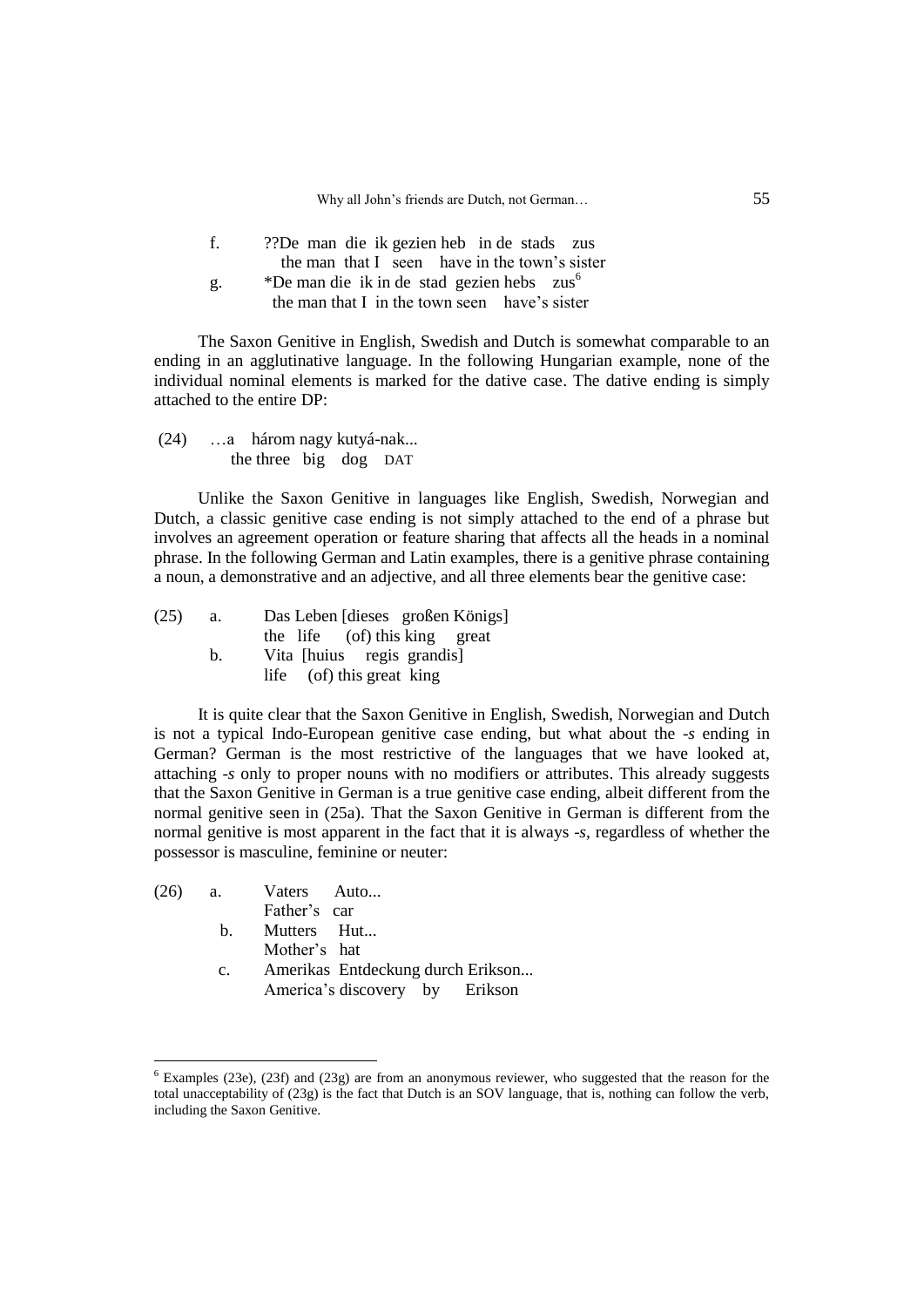f. ??De man die ik gezien heb in de stads zus
   the man that I seen have in the town's sister

g. *De man die ik in de stad gezien hebs zus[6]
   the man that I in the town seen have's sister

The Saxon Genitive in English, Swedish and Dutch is somewhat comparable to an ending in an agglutinative language. In the following Hungarian example, none of the individual nominal elements is marked for the dative case. The dative ending is simply attached to the entire DP:

(24) …a három nagy kutyá-nak...
   the three big dog DAT

Unlike the Saxon Genitive in languages like English, Swedish, Norwegian and Dutch, a classic genitive case ending is not simply attached to the end of a phrase but involves an agreement operation or feature sharing that affects all the heads in a nominal phrase. In the following German and Latin examples, there is a genitive phrase containing a noun, a demonstrative and an adjective, and all three elements bear the genitive case:

(25) a. Das Leben [dieses großen Königs]
   the life (of) this king great

b. Vita [huius regis grandis]
   life (of) this great king

It is quite clear that the Saxon Genitive in English, Swedish, Norwegian and Dutch is not a typical Indo-European genitive case ending, but what about the *-s* ending in German? German is the most restrictive of the languages that we have looked at, attaching *-s* only to proper nouns with no modifiers or attributes. This already suggests that the Saxon Genitive in German is a true genitive case ending, albeit different from the normal genitive seen in (25a). That the Saxon Genitive in German is different from the normal genitive is most apparent in the fact that it is always *-s*, regardless of whether the possessor is masculine, feminine or neuter:

(26) a. Vaters Auto...
   Father's car

b. Mutters Hut...
   Mother's hat

c. Amerikas Entdeckung durch Erikson...
   America's discovery by Erikson

---

[6] Examples (23e), (23f) and (23g) are from an anonymous reviewer, who suggested that the reason for the total unacceptability of (23g) is the fact that Dutch is an SOV language, that is, nothing can follow the verb, including the Saxon Genitive.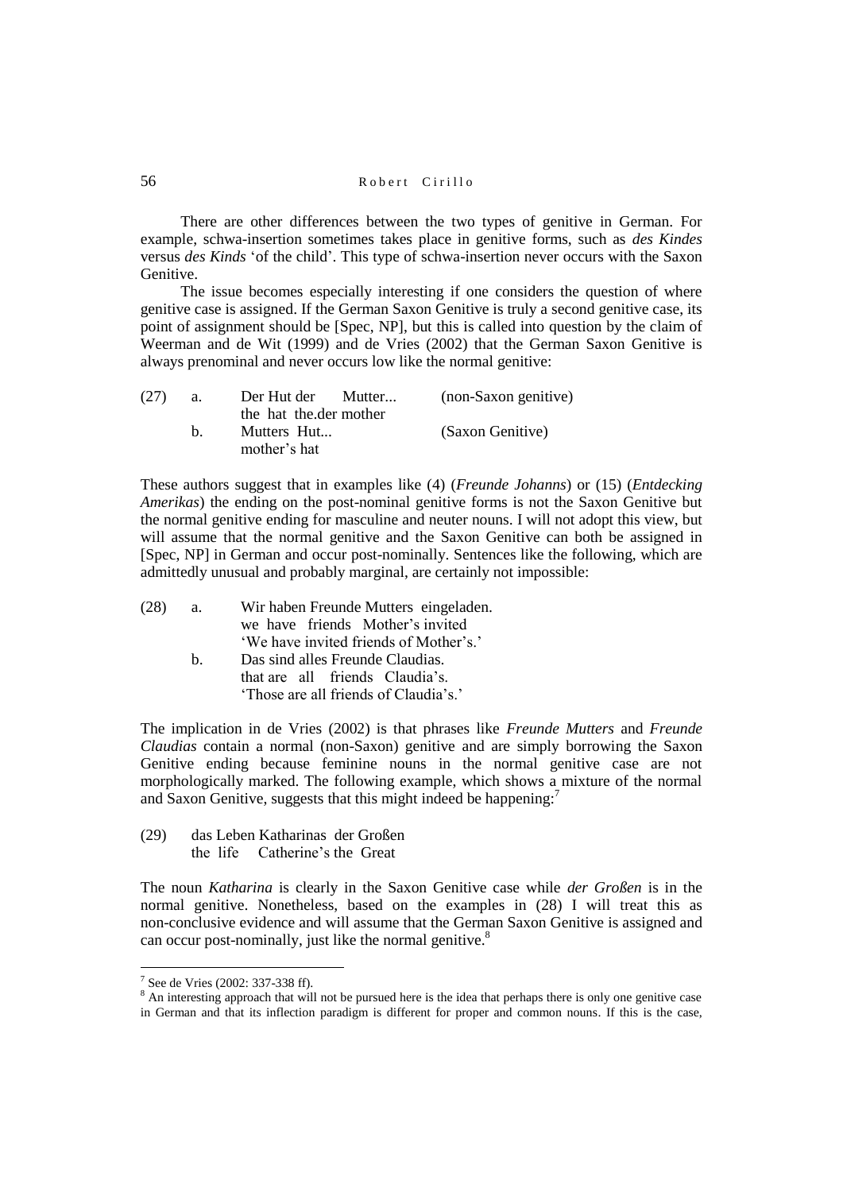There are other differences between the two types of genitive in German. For example, schwa-insertion sometimes takes place in genitive forms, such as *des Kindes* versus *des Kinds* 'of the child'. This type of schwa-insertion never occurs with the Saxon Genitive.

The issue becomes especially interesting if one considers the question of where genitive case is assigned. If the German Saxon Genitive is truly a second genitive case, its point of assignment should be [Spec, NP], but this is called into question by the claim of Weerman and de Wit (1999) and de Vries (2002) that the German Saxon Genitive is always prenominal and never occurs low like the normal genitive:

(27) a. Der Hut der Mutter... (non-Saxon genitive)
the hat the.der mother

b. Mutters Hut... (Saxon Genitive)
mother's hat

These authors suggest that in examples like (4) (*Freunde Johanns*) or (15) (*Entdecking Amerikas*) the ending on the post-nominal genitive forms is not the Saxon Genitive but the normal genitive ending for masculine and neuter nouns. I will not adopt this view, but will assume that the normal genitive and the Saxon Genitive can both be assigned in [Spec, NP] in German and occur post-nominally. Sentences like the following, which are admittedly unusual and probably marginal, are certainly not impossible:

(28) a. Wir haben Freunde Mutters eingeladen.
we have friends Mother's invited
'We have invited friends of Mother's.'

b. Das sind alles Freunde Claudias.
that are all friends Claudia's.
'Those are all friends of Claudia's.'

The implication in de Vries (2002) is that phrases like *Freunde Mutters* and *Freunde Claudias* contain a normal (non-Saxon) genitive and are simply borrowing the Saxon Genitive ending because feminine nouns in the normal genitive case are not morphologically marked. The following example, which shows a mixture of the normal and Saxon Genitive, suggests that this might indeed be happening:[7]

(29) das Leben Katharinas der Großen
the life Catherine's the Great

The noun *Katharina* is clearly in the Saxon Genitive case while *der Großen* is in the normal genitive. Nonetheless, based on the examples in (28) I will treat this as non-conclusive evidence and will assume that the German Saxon Genitive is assigned and can occur post-nominally, just like the normal genitive.[8]

---

[7] See de Vries (2002: 337-338 ff).

[8] An interesting approach that will not be pursued here is the idea that perhaps there is only one genitive case in German and that its inflection paradigm is different for proper and common nouns. If this is the case,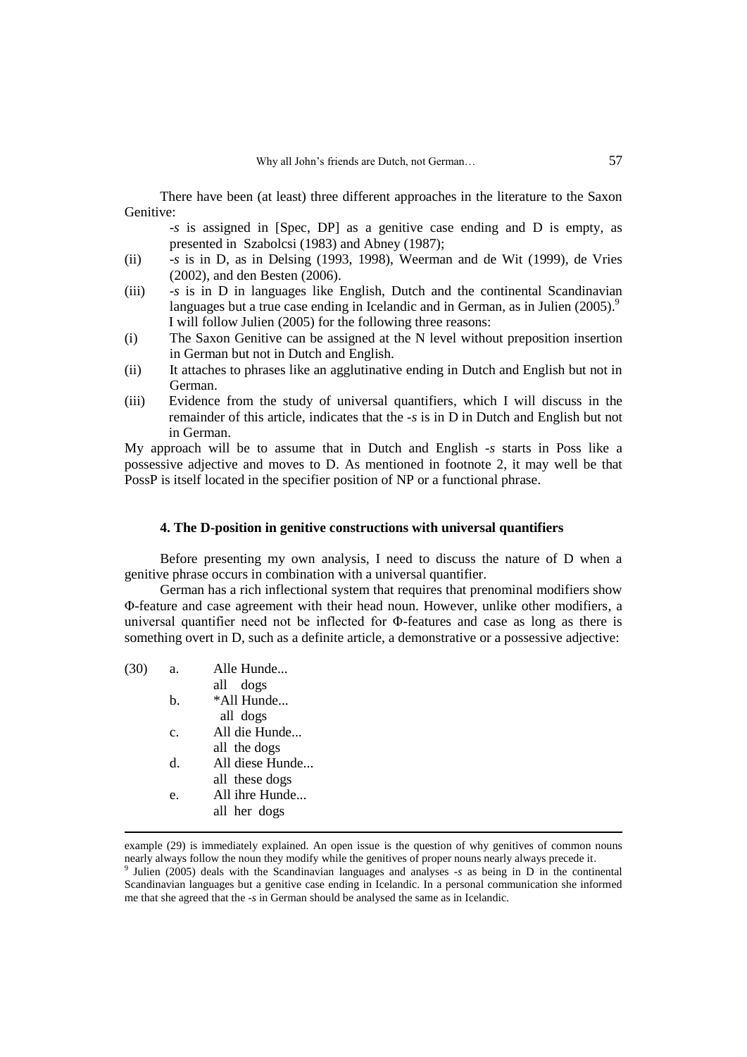There have been (at least) three different approaches in the literature to the Saxon Genitive:

-*s* is assigned in [Spec, DP] as a genitive case ending and D is empty, as presented in Szabolcsi (1983) and Abney (1987);

(ii) -*s* is in D, as in Delsing (1993, 1998), Weerman and de Wit (1999), de Vries (2002), and den Besten (2006).

(iii) -*s* is in D in languages like English, Dutch and the continental Scandinavian languages but a true case ending in Icelandic and in German, as in Julien (2005).[9] I will follow Julien (2005) for the following three reasons:

(i) The Saxon Genitive can be assigned at the N level without preposition insertion in German but not in Dutch and English.

(ii) It attaches to phrases like an agglutinative ending in Dutch and English but not in German.

(iii) Evidence from the study of universal quantifiers, which I will discuss in the remainder of this article, indicates that the -*s* is in D in Dutch and English but not in German.

My approach will be to assume that in Dutch and English -*s* starts in Poss like a possessive adjective and moves to D. As mentioned in footnote 2, it may well be that PossP is itself located in the specifier position of NP or a functional phrase.

### 4. The D-position in genitive constructions with universal quantifiers

Before presenting my own analysis, I need to discuss the nature of D when a genitive phrase occurs in combination with a universal quantifier.

German has a rich inflectional system that requires that prenominal modifiers show Φ-feature and case agreement with their head noun. However, unlike other modifiers, a universal quantifier need not be inflected for Φ-features and case as long as there is something overt in D, such as a definite article, a demonstrative or a possessive adjective:

(30) a. Alle Hunde...
    all dogs
  b. *All Hunde...
    all dogs
  c. All die Hunde...
    all the dogs
  d. All diese Hunde...
    all these dogs
  e. All ihre Hunde...
    all her dogs

---

example (29) is immediately explained. An open issue is the question of why genitives of common nouns nearly always follow the noun they modify while the genitives of proper nouns nearly always precede it.

[9] Julien (2005) deals with the Scandinavian languages and analyses -*s* as being in D in the continental Scandinavian languages but a genitive case ending in Icelandic. In a personal communication she informed me that she agreed that the -*s* in German should be analysed the same as in Icelandic.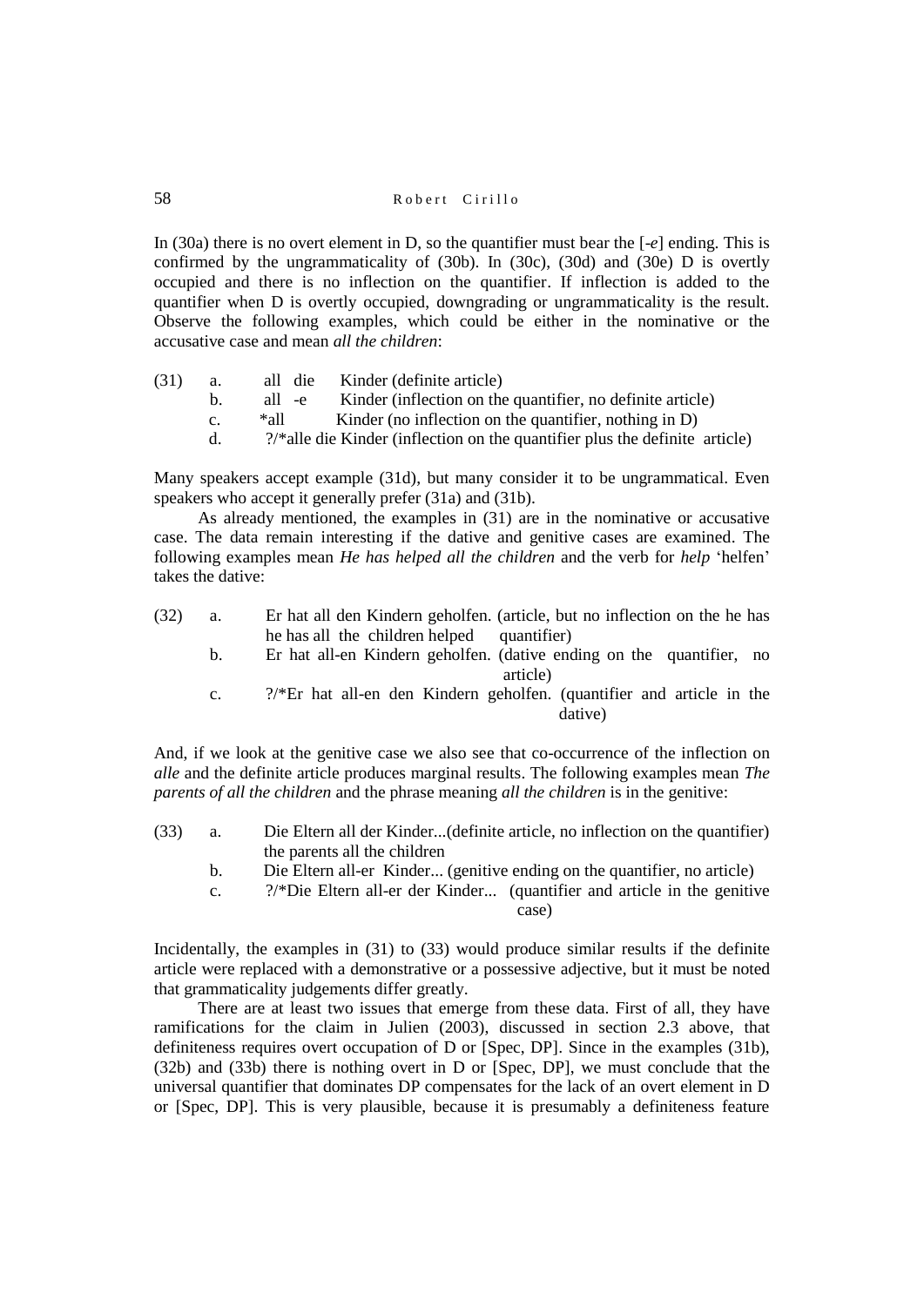In (30a) there is no overt element in D, so the quantifier must bear the [*-e*] ending. This is confirmed by the ungrammaticality of (30b). In (30c), (30d) and (30e) D is overtly occupied and there is no inflection on the quantifier. If inflection is added to the quantifier when D is overtly occupied, downgrading or ungrammaticality is the result. Observe the following examples, which could be either in the nominative or the accusative case and mean *all the children*:

(31)
- a. all die Kinder (definite article)
- b. all -e Kinder (inflection on the quantifier, no definite article)
- c. *all Kinder (no inflection on the quantifier, nothing in D)
- d. ?/*alle die Kinder (inflection on the quantifier plus the definite article)

Many speakers accept example (31d), but many consider it to be ungrammatical. Even speakers who accept it generally prefer (31a) and (31b).

As already mentioned, the examples in (31) are in the nominative or accusative case. The data remain interesting if the dative and genitive cases are examined. The following examples mean *He has helped all the children* and the verb for *help* 'helfen' takes the dative:

(32)
- a. Er hat all den Kindern geholfen. (article, but no inflection on the quantifier)
  he has all the children helped
- b. Er hat all-en Kindern geholfen. (dative ending on the quantifier, no article)
- c. ?/*Er hat all-en den Kindern geholfen. (quantifier and article in the dative)

And, if we look at the genitive case we also see that co-occurrence of the inflection on *alle* and the definite article produces marginal results. The following examples mean *The parents of all the children* and the phrase meaning *all the children* is in the genitive:

(33)
- a. Die Eltern all der Kinder...(definite article, no inflection on the quantifier)
  the parents all the children
- b. Die Eltern all-er Kinder... (genitive ending on the quantifier, no article)
- c. ?/*Die Eltern all-er der Kinder... (quantifier and article in the genitive case)

Incidentally, the examples in (31) to (33) would produce similar results if the definite article were replaced with a demonstrative or a possessive adjective, but it must be noted that grammaticality judgements differ greatly.

There are at least two issues that emerge from these data. First of all, they have ramifications for the claim in Julien (2003), discussed in section 2.3 above, that definiteness requires overt occupation of D or [Spec, DP]. Since in the examples (31b), (32b) and (33b) there is nothing overt in D or [Spec, DP], we must conclude that the universal quantifier that dominates DP compensates for the lack of an overt element in D or [Spec, DP]. This is very plausible, because it is presumably a definiteness feature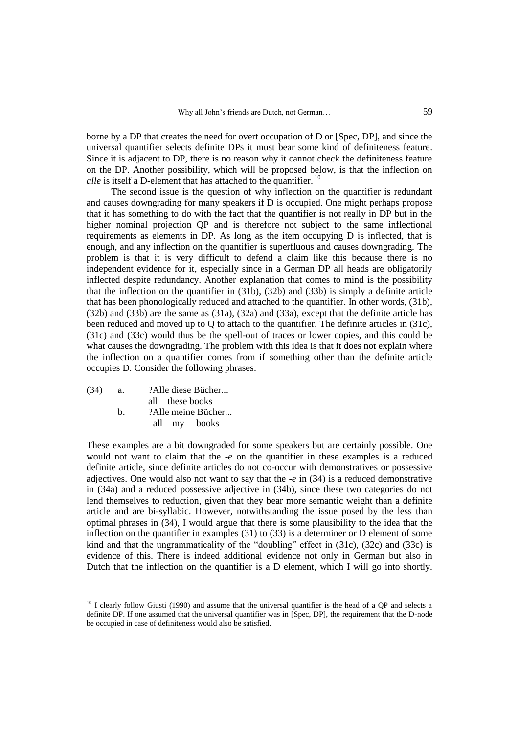borne by a DP that creates the need for overt occupation of D or [Spec, DP], and since the universal quantifier selects definite DPs it must bear some kind of definiteness feature. Since it is adjacent to DP, there is no reason why it cannot check the definiteness feature on the DP. Another possibility, which will be proposed below, is that the inflection on *alle* is itself a D-element that has attached to the quantifier. [10]

The second issue is the question of why inflection on the quantifier is redundant and causes downgrading for many speakers if D is occupied. One might perhaps propose that it has something to do with the fact that the quantifier is not really in DP but in the higher nominal projection QP and is therefore not subject to the same inflectional requirements as elements in DP. As long as the item occupying D is inflected, that is enough, and any inflection on the quantifier is superfluous and causes downgrading. The problem is that it is very difficult to defend a claim like this because there is no independent evidence for it, especially since in a German DP all heads are obligatorily inflected despite redundancy. Another explanation that comes to mind is the possibility that the inflection on the quantifier in (31b), (32b) and (33b) is simply a definite article that has been phonologically reduced and attached to the quantifier. In other words, (31b), (32b) and (33b) are the same as (31a), (32a) and (33a), except that the definite article has been reduced and moved up to Q to attach to the quantifier. The definite articles in (31c), (31c) and (33c) would thus be the spell-out of traces or lower copies, and this could be what causes the downgrading. The problem with this idea is that it does not explain where the inflection on a quantifier comes from if something other than the definite article occupies D. Consider the following phrases:

(34) a. ?Alle diese Bücher...
   all these books
  b. ?Alle meine Bücher...
   all my books

These examples are a bit downgraded for some speakers but are certainly possible. One would not want to claim that the *-e* on the quantifier in these examples is a reduced definite article, since definite articles do not co-occur with demonstratives or possessive adjectives. One would also not want to say that the *-e* in (34) is a reduced demonstrative in (34a) and a reduced possessive adjective in (34b), since these two categories do not lend themselves to reduction, given that they bear more semantic weight than a definite article and are bi-syllabic. However, notwithstanding the issue posed by the less than optimal phrases in (34), I would argue that there is some plausibility to the idea that the inflection on the quantifier in examples (31) to (33) is a determiner or D element of some kind and that the ungrammaticality of the "doubling" effect in (31c), (32c) and (33c) is evidence of this. There is indeed additional evidence not only in German but also in Dutch that the inflection on the quantifier is a D element, which I will go into shortly.

---

[10] I clearly follow Giusti (1990) and assume that the universal quantifier is the head of a QP and selects a definite DP. If one assumed that the universal quantifier was in [Spec, DP], the requirement that the D-node be occupied in case of definiteness would also be satisfied.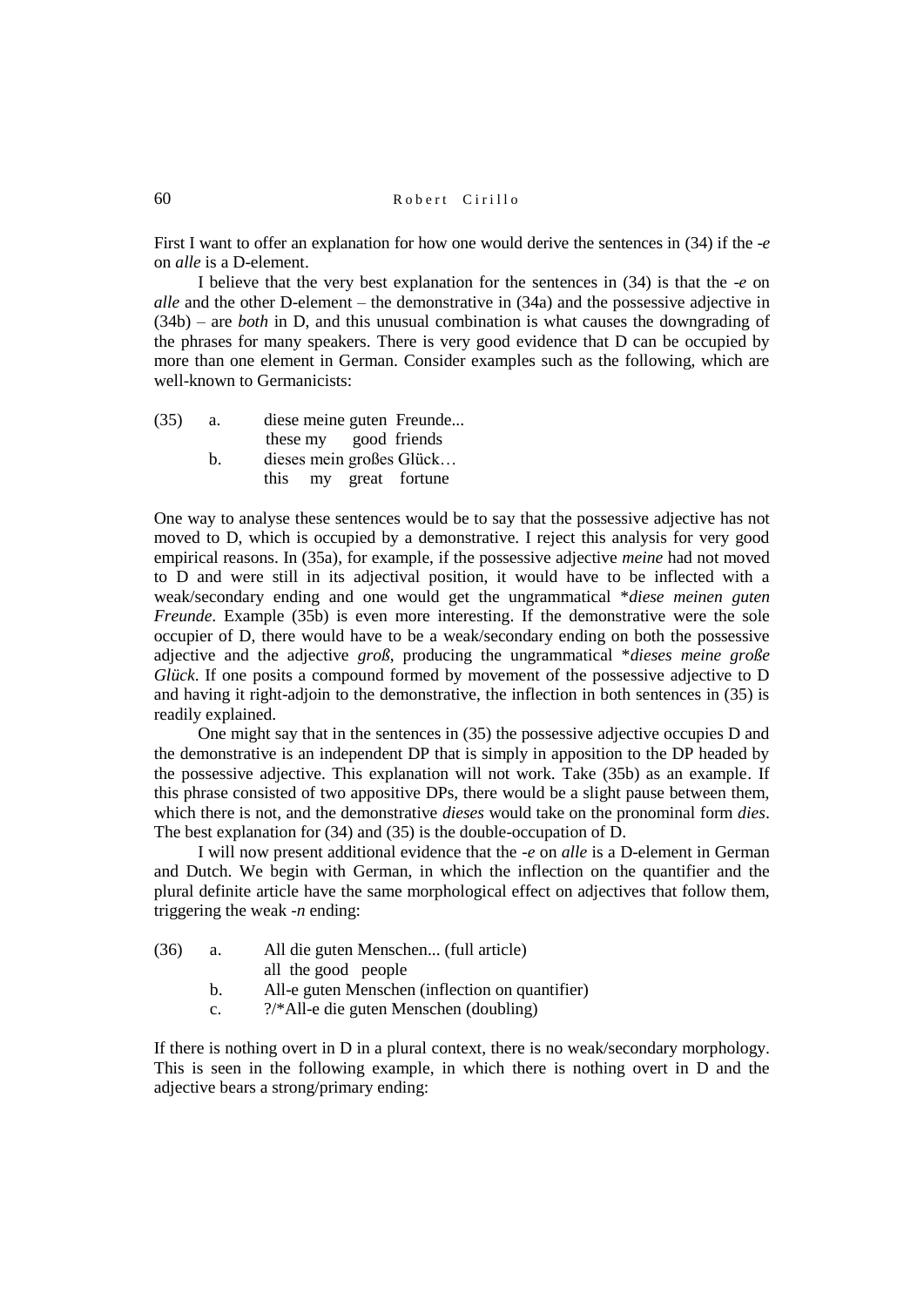First I want to offer an explanation for how one would derive the sentences in (34) if the *-e* on *alle* is a D-element.

I believe that the very best explanation for the sentences in (34) is that the *-e* on *alle* and the other D-element – the demonstrative in (34a) and the possessive adjective in (34b) – are *both* in D, and this unusual combination is what causes the downgrading of the phrases for many speakers. There is very good evidence that D can be occupied by more than one element in German. Consider examples such as the following, which are well-known to Germanicists:

(35) a. diese meine guten Freunde...
   these my good friends
  b. dieses mein großes Glück…
   this my great fortune

One way to analyse these sentences would be to say that the possessive adjective has not moved to D, which is occupied by a demonstrative. I reject this analysis for very good empirical reasons. In (35a), for example, if the possessive adjective *meine* had not moved to D and were still in its adjectival position, it would have to be inflected with a weak/secondary ending and one would get the ungrammatical *\*diese meinen guten Freunde*. Example (35b) is even more interesting. If the demonstrative were the sole occupier of D, there would have to be a weak/secondary ending on both the possessive adjective and the adjective *groß*, producing the ungrammatical *\*dieses meine große Glück*. If one posits a compound formed by movement of the possessive adjective to D and having it right-adjoin to the demonstrative, the inflection in both sentences in (35) is readily explained.

One might say that in the sentences in (35) the possessive adjective occupies D and the demonstrative is an independent DP that is simply in apposition to the DP headed by the possessive adjective. This explanation will not work. Take (35b) as an example. If this phrase consisted of two appositive DPs, there would be a slight pause between them, which there is not, and the demonstrative *dieses* would take on the pronominal form *dies*. The best explanation for (34) and (35) is the double-occupation of D.

I will now present additional evidence that the *-e* on *alle* is a D-element in German and Dutch. We begin with German, in which the inflection on the quantifier and the plural definite article have the same morphological effect on adjectives that follow them, triggering the weak *-n* ending:

(36) a. All die guten Menschen... (full article)
   all the good people
  b. All-e guten Menschen (inflection on quantifier)
  c. ?/\*All-e die guten Menschen (doubling)

If there is nothing overt in D in a plural context, there is no weak/secondary morphology. This is seen in the following example, in which there is nothing overt in D and the adjective bears a strong/primary ending: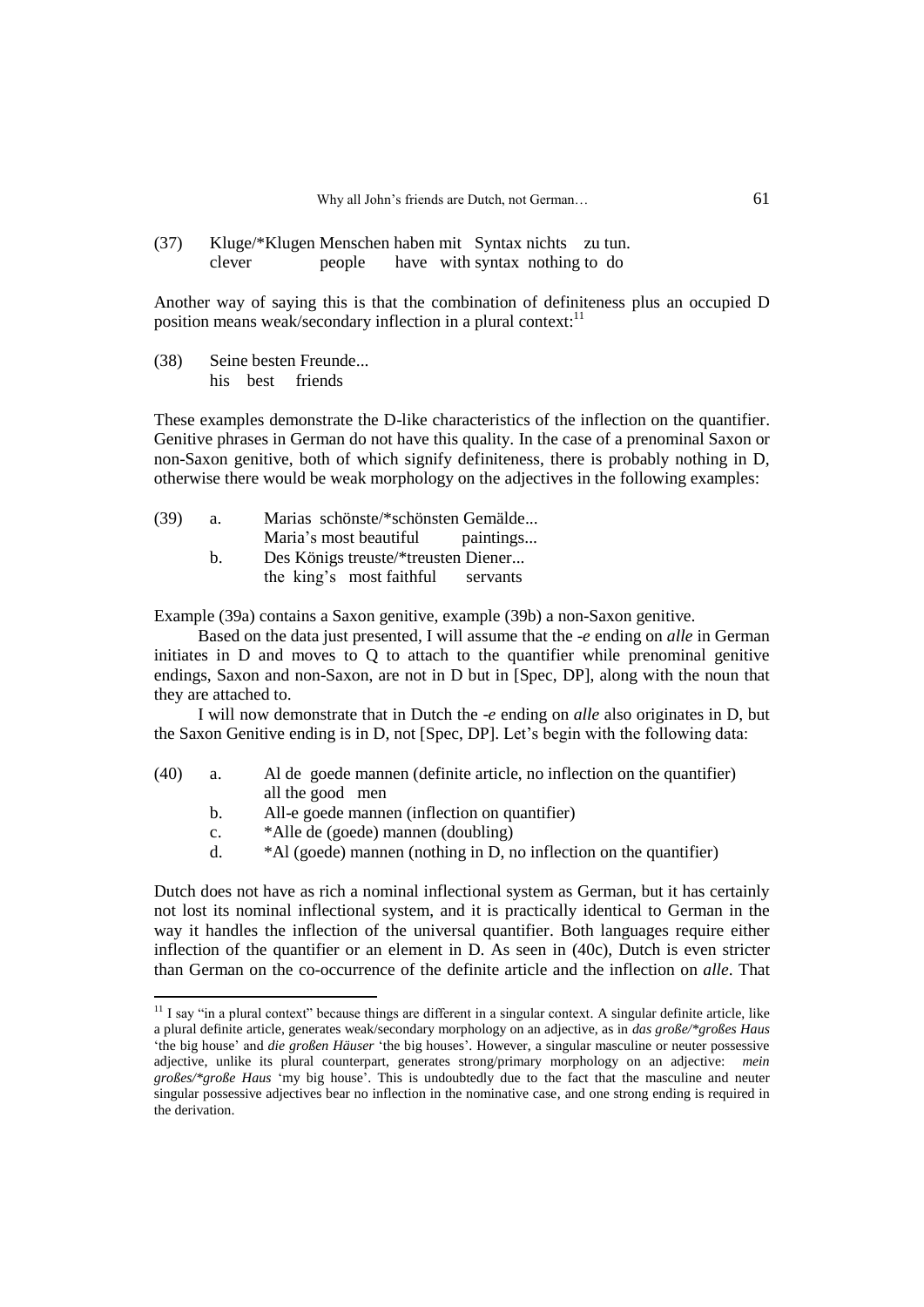(37) Kluge/*Klugen Menschen haben mit Syntax nichts zu tun.
 clever people have with syntax nothing to do

Another way of saying this is that the combination of definiteness plus an occupied D position means weak/secondary inflection in a plural context:[11]

(38) Seine besten Freunde...
 his best friends

These examples demonstrate the D-like characteristics of the inflection on the quantifier. Genitive phrases in German do not have this quality. In the case of a prenominal Saxon or non-Saxon genitive, both of which signify definiteness, there is probably nothing in D, otherwise there would be weak morphology on the adjectives in the following examples:

(39) a. Marias schönste/*schönsten Gemälde...
 Maria's most beautiful paintings...
 b. Des Königs treuste/*treusten Diener...
 the king's most faithful servants

Example (39a) contains a Saxon genitive, example (39b) a non-Saxon genitive.

Based on the data just presented, I will assume that the *-e* ending on *alle* in German initiates in D and moves to Q to attach to the quantifier while prenominal genitive endings, Saxon and non-Saxon, are not in D but in [Spec, DP], along with the noun that they are attached to.

I will now demonstrate that in Dutch the *-e* ending on *alle* also originates in D, but the Saxon Genitive ending is in D, not [Spec, DP]. Let's begin with the following data:

(40) a. Al de goede mannen (definite article, no inflection on the quantifier)
 all the good men
 b. All-e goede mannen (inflection on quantifier)
 c. *Alle de (goede) mannen (doubling)
 d. *Al (goede) mannen (nothing in D, no inflection on the quantifier)

Dutch does not have as rich a nominal inflectional system as German, but it has certainly not lost its nominal inflectional system, and it is practically identical to German in the way it handles the inflection of the universal quantifier. Both languages require either inflection of the quantifier or an element in D. As seen in (40c), Dutch is even stricter than German on the co-occurrence of the definite article and the inflection on *alle*. That

---

[11] I say "in a plural context" because things are different in a singular context. A singular definite article, like a plural definite article, generates weak/secondary morphology on an adjective, as in *das große/*großes Haus* 'the big house' and *die großen Häuser* 'the big houses'. However, a singular masculine or neuter possessive adjective, unlike its plural counterpart, generates strong/primary morphology on an adjective: *mein großes/*große Haus* 'my big house'. This is undoubtedly due to the fact that the masculine and neuter singular possessive adjectives bear no inflection in the nominative case, and one strong ending is required in the derivation.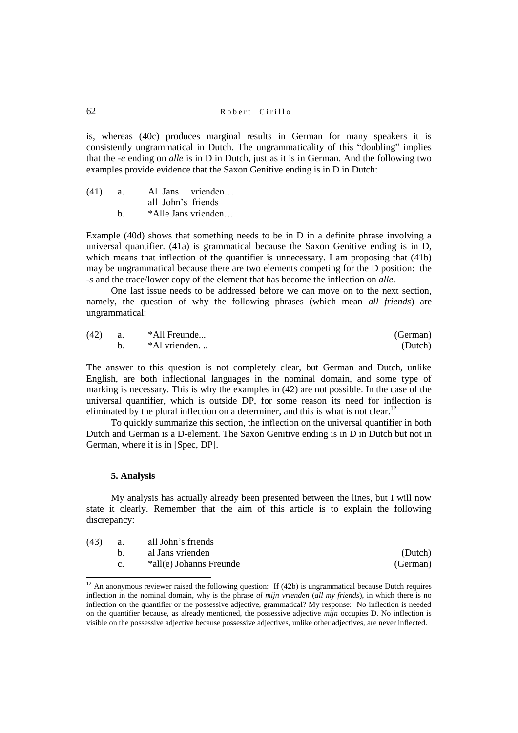is, whereas (40c) produces marginal results in German for many speakers it is consistently ungrammatical in Dutch. The ungrammaticality of this "doubling" implies that the *-e* ending on *alle* is in D in Dutch, just as it is in German. And the following two examples provide evidence that the Saxon Genitive ending is in D in Dutch:

(41) a. Al Jans vrienden…
  all John's friends
 b. *Alle Jans vrienden…

Example (40d) shows that something needs to be in D in a definite phrase involving a universal quantifier. (41a) is grammatical because the Saxon Genitive ending is in D, which means that inflection of the quantifier is unnecessary. I am proposing that (41b) may be ungrammatical because there are two elements competing for the D position: the *-s* and the trace/lower copy of the element that has become the inflection on *alle*.

One last issue needs to be addressed before we can move on to the next section, namely, the question of why the following phrases (which mean *all friends*) are ungrammatical:

(42) a. *All Freunde... (German)
 b. *Al vrienden. .. (Dutch)

The answer to this question is not completely clear, but German and Dutch, unlike English, are both inflectional languages in the nominal domain, and some type of marking is necessary. This is why the examples in (42) are not possible. In the case of the universal quantifier, which is outside DP, for some reason its need for inflection is eliminated by the plural inflection on a determiner, and this is what is not clear.[12]

To quickly summarize this section, the inflection on the universal quantifier in both Dutch and German is a D-element. The Saxon Genitive ending is in D in Dutch but not in German, where it is in [Spec, DP].

### 5. Analysis

My analysis has actually already been presented between the lines, but I will now state it clearly. Remember that the aim of this article is to explain the following discrepancy:

(43) a. all John's friends
 b. al Jans vrienden (Dutch)
 c. *all(e) Johanns Freunde (German)

[12] An anonymous reviewer raised the following question: If (42b) is ungrammatical because Dutch requires inflection in the nominal domain, why is the phrase *al mijn vrienden* (*all my friends*), in which there is no inflection on the quantifier or the possessive adjective, grammatical? My response: No inflection is needed on the quantifier because, as already mentioned, the possessive adjective *mijn* occupies D. No inflection is visible on the possessive adjective because possessive adjectives, unlike other adjectives, are never inflected.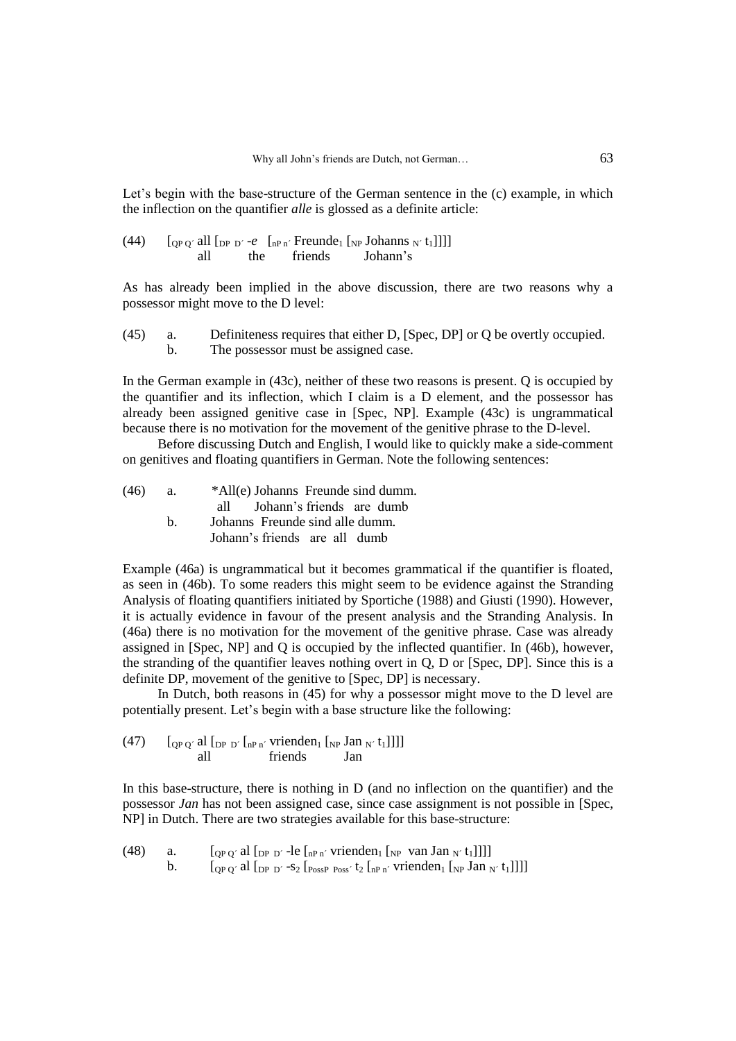Let's begin with the base-structure of the German sentence in the (c) example, in which the inflection on the quantifier *alle* is glossed as a definite article:

(44) [$_{QP}$ $_{Q'}$ all [$_{DP}$ $_{D'}$ -*e* [$_{nP}$ $_{n'}$ Freunde$_1$ [$_{NP}$ Johanns $_{N'}$ t$_1$]]]]
all the friends Johann's

As has already been implied in the above discussion, there are two reasons why a possessor might move to the D level:

(45) a. Definiteness requires that either D, [Spec, DP] or Q be overtly occupied.
b. The possessor must be assigned case.

In the German example in (43c), neither of these two reasons is present. Q is occupied by the quantifier and its inflection, which I claim is a D element, and the possessor has already been assigned genitive case in [Spec, NP]. Example (43c) is ungrammatical because there is no motivation for the movement of the genitive phrase to the D-level.

Before discussing Dutch and English, I would like to quickly make a side-comment on genitives and floating quantifiers in German. Note the following sentences:

(46) a. *All(e) Johanns Freunde sind dumm.
all Johann's friends are dumb
b. Johanns Freunde sind alle dumm.
Johann's friends are all dumb

Example (46a) is ungrammatical but it becomes grammatical if the quantifier is floated, as seen in (46b). To some readers this might seem to be evidence against the Stranding Analysis of floating quantifiers initiated by Sportiche (1988) and Giusti (1990). However, it is actually evidence in favour of the present analysis and the Stranding Analysis. In (46a) there is no motivation for the movement of the genitive phrase. Case was already assigned in [Spec, NP] and Q is occupied by the inflected quantifier. In (46b), however, the stranding of the quantifier leaves nothing overt in Q, D or [Spec, DP]. Since this is a definite DP, movement of the genitive to [Spec, DP] is necessary.

In Dutch, both reasons in (45) for why a possessor might move to the D level are potentially present. Let's begin with a base structure like the following:

(47) [$_{QP}$ $_{Q'}$ al [$_{DP}$ $_{D'}$ [$_{nP}$ $_{n'}$ vrienden$_1$ [$_{NP}$ Jan $_{N'}$ t$_1$]]]]
all friends Jan

In this base-structure, there is nothing in D (and no inflection on the quantifier) and the possessor *Jan* has not been assigned case, since case assignment is not possible in [Spec, NP] in Dutch. There are two strategies available for this base-structure:

(48) a. [$_{QP}$ $_{Q'}$ al [$_{DP}$ $_{D'}$ -le [$_{nP}$ $_{n'}$ vrienden$_1$ [$_{NP}$ van Jan $_{N'}$ t$_1$]]]]
b. [$_{QP}$ $_{Q'}$ al [$_{DP}$ $_{D'}$ -s$_2$ [$_{PossP}$ $_{Poss'}$ t$_2$ [$_{nP}$ $_{n'}$ vrienden$_1$ [$_{NP}$ Jan $_{N'}$ t$_1$]]]]]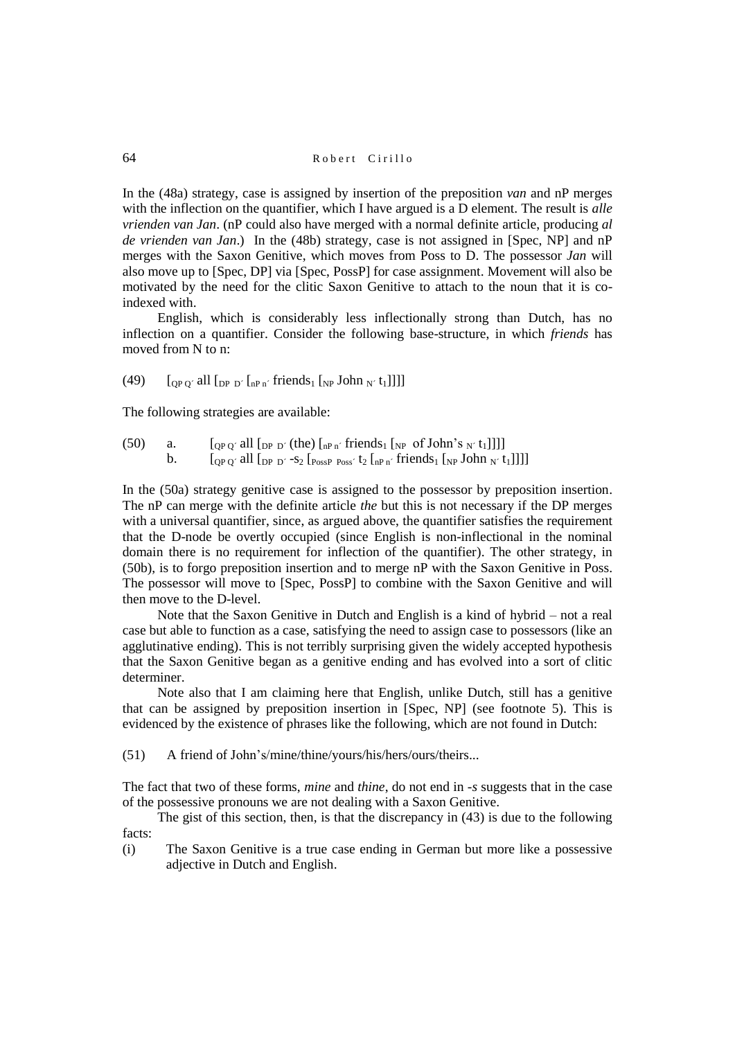In the (48a) strategy, case is assigned by insertion of the preposition *van* and nP merges with the inflection on the quantifier, which I have argued is a D element. The result is *alle vrienden van Jan*. (nP could also have merged with a normal definite article, producing *al de vrienden van Jan*.) In the (48b) strategy, case is not assigned in [Spec, NP] and nP merges with the Saxon Genitive, which moves from Poss to D. The possessor *Jan* will also move up to [Spec, DP] via [Spec, PossP] for case assignment. Movement will also be motivated by the need for the clitic Saxon Genitive to attach to the noun that it is co-indexed with.

English, which is considerably less inflectionally strong than Dutch, has no inflection on a quantifier. Consider the following base-structure, in which *friends* has moved from N to n:

(49) $[_{QP\ Q'}$ all $[_{DP\ D'}$ $[_{nP\ n'}$ friends$_1$ $[_{NP}$ John $_{N'}$ t$_1$]]]]

The following strategies are available:

(50) a. $[_{QP\ Q'}$ all $[_{DP\ D'}$ (the) $[_{nP\ n'}$ friends$_1$ $[_{NP}$ of John's $_{N'}$ t$_1$]]]]
b. $[_{QP\ Q'}$ all $[_{DP\ D'}$ -s$_2$ $[_{PossP\ Poss'}$ t$_2$ $[_{nP\ n'}$ friends$_1$ $[_{NP}$ John $_{N'}$ t$_1$]]]]]

In the (50a) strategy genitive case is assigned to the possessor by preposition insertion. The nP can merge with the definite article *the* but this is not necessary if the DP merges with a universal quantifier, since, as argued above, the quantifier satisfies the requirement that the D-node be overtly occupied (since English is non-inflectional in the nominal domain there is no requirement for inflection of the quantifier). The other strategy, in (50b), is to forgo preposition insertion and to merge nP with the Saxon Genitive in Poss. The possessor will move to [Spec, PossP] to combine with the Saxon Genitive and will then move to the D-level.

Note that the Saxon Genitive in Dutch and English is a kind of hybrid – not a real case but able to function as a case, satisfying the need to assign case to possessors (like an agglutinative ending). This is not terribly surprising given the widely accepted hypothesis that the Saxon Genitive began as a genitive ending and has evolved into a sort of clitic determiner.

Note also that I am claiming here that English, unlike Dutch, still has a genitive that can be assigned by preposition insertion in [Spec, NP] (see footnote 5). This is evidenced by the existence of phrases like the following, which are not found in Dutch:

(51) A friend of John's/mine/thine/yours/his/hers/ours/theirs...

The fact that two of these forms, *mine* and *thine*, do not end in *-s* suggests that in the case of the possessive pronouns we are not dealing with a Saxon Genitive.

The gist of this section, then, is that the discrepancy in (43) is due to the following facts:

(i) The Saxon Genitive is a true case ending in German but more like a possessive adjective in Dutch and English.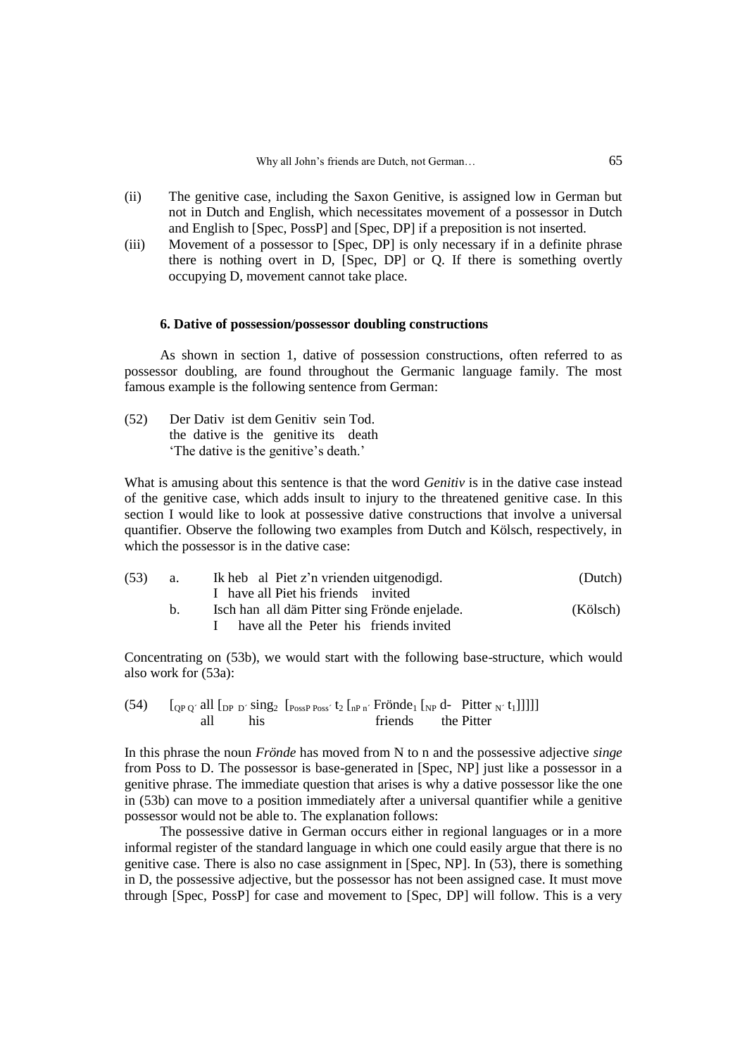(ii) The genitive case, including the Saxon Genitive, is assigned low in German but not in Dutch and English, which necessitates movement of a possessor in Dutch and English to [Spec, PossP] and [Spec, DP] if a preposition is not inserted.

(iii) Movement of a possessor to [Spec, DP] is only necessary if in a definite phrase there is nothing overt in D, [Spec, DP] or Q. If there is something overtly occupying D, movement cannot take place.

### 6. Dative of possession/possessor doubling constructions

As shown in section 1, dative of possession constructions, often referred to as possessor doubling, are found throughout the Germanic language family. The most famous example is the following sentence from German:

(52) Der Dativ ist dem Genitiv sein Tod.
 the dative is the genitive its death
 'The dative is the genitive's death.'

What is amusing about this sentence is that the word *Genitiv* is in the dative case instead of the genitive case, which adds insult to injury to the threatened genitive case. In this section I would like to look at possessive dative constructions that involve a universal quantifier. Observe the following two examples from Dutch and Kölsch, respectively, in which the possessor is in the dative case:

(53) a. Ik heb al Piet z'n vrienden uitgenodigd. (Dutch)
 I have all Piet his friends invited

 b. Isch han all däm Pitter sing Frönde enjelade. (Kölsch)
 I have all the Peter his friends invited

Concentrating on (53b), we would start with the following base-structure, which would also work for (53a):

(54) $[_{QP\ Q'}$ all $[_{DP\ D'}$ sing$_2$ $[_{PossP\ Poss'}$ t$_2$ $[_{nP\ n'}$ Frönde$_1$ $[_{NP}$ d- Pitter $_{N'}$ t$_1]]]]]$
 all his friends the Pitter

In this phrase the noun *Frönde* has moved from N to n and the possessive adjective *singe* from Poss to D. The possessor is base-generated in [Spec, NP] just like a possessor in a genitive phrase. The immediate question that arises is why a dative possessor like the one in (53b) can move to a position immediately after a universal quantifier while a genitive possessor would not be able to. The explanation follows:

The possessive dative in German occurs either in regional languages or in a more informal register of the standard language in which one could easily argue that there is no genitive case. There is also no case assignment in [Spec, NP]. In (53), there is something in D, the possessive adjective, but the possessor has not been assigned case. It must move through [Spec, PossP] for case and movement to [Spec, DP] will follow. This is a very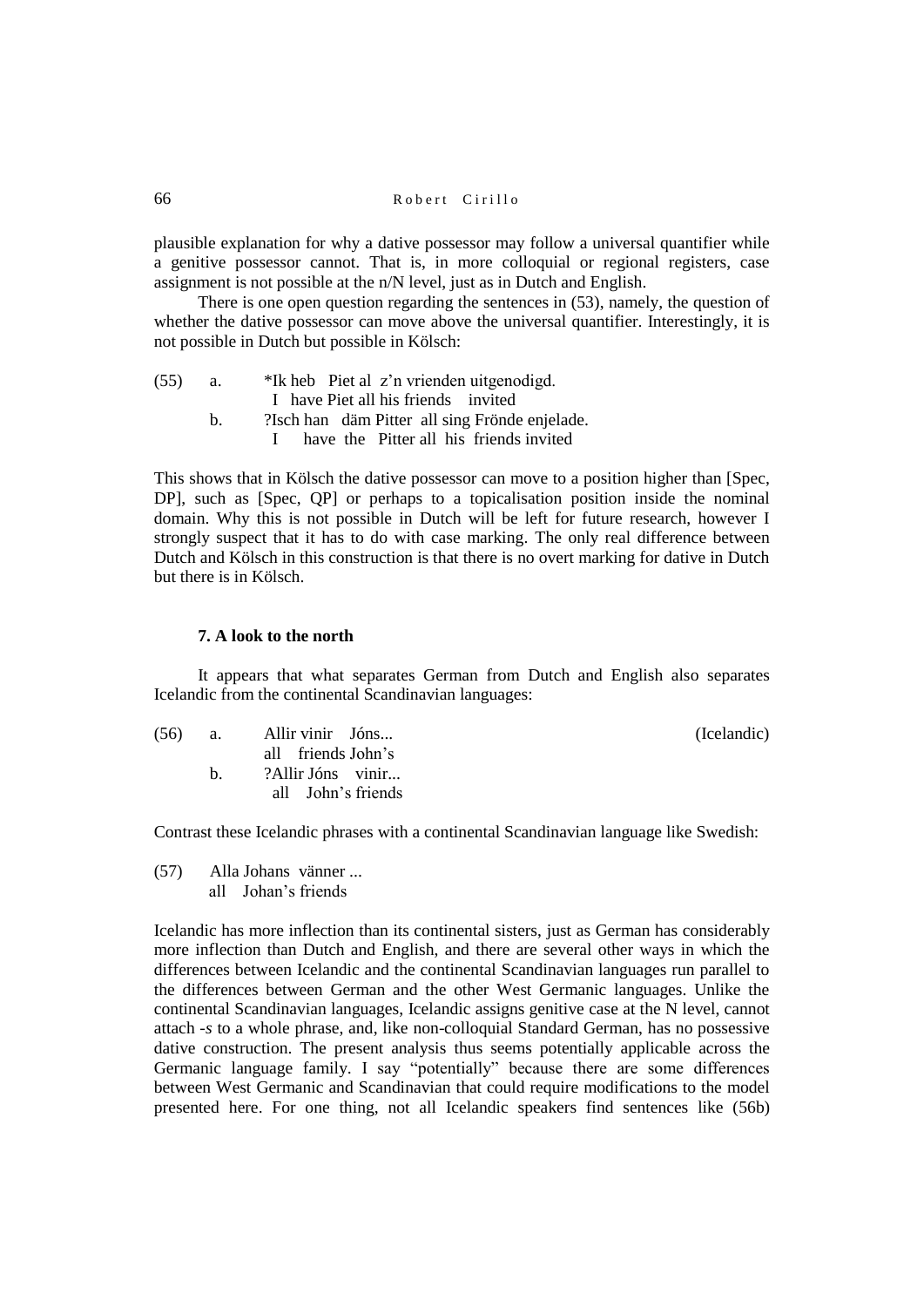plausible explanation for why a dative possessor may follow a universal quantifier while a genitive possessor cannot. That is, in more colloquial or regional registers, case assignment is not possible at the n/N level, just as in Dutch and English.

There is one open question regarding the sentences in (53), namely, the question of whether the dative possessor can move above the universal quantifier. Interestingly, it is not possible in Dutch but possible in Kölsch:

(55) a. *Ik heb Piet al z'n vrienden uitgenodigd.
I have Piet all his friends invited

b. ?Isch han däm Pitter all sing Frönde enjelade.
I have the Pitter all his friends invited

This shows that in Kölsch the dative possessor can move to a position higher than [Spec, DP], such as [Spec, QP] or perhaps to a topicalisation position inside the nominal domain. Why this is not possible in Dutch will be left for future research, however I strongly suspect that it has to do with case marking. The only real difference between Dutch and Kölsch in this construction is that there is no overt marking for dative in Dutch but there is in Kölsch.

### 7. A look to the north

It appears that what separates German from Dutch and English also separates Icelandic from the continental Scandinavian languages:

(56) a. Allir vinir Jóns... (Icelandic)
all friends John's

b. ?Allir Jóns vinir...
all John's friends

Contrast these Icelandic phrases with a continental Scandinavian language like Swedish:

(57) Alla Johans vänner ...
all Johan's friends

Icelandic has more inflection than its continental sisters, just as German has considerably more inflection than Dutch and English, and there are several other ways in which the differences between Icelandic and the continental Scandinavian languages run parallel to the differences between German and the other West Germanic languages. Unlike the continental Scandinavian languages, Icelandic assigns genitive case at the N level, cannot attach *-s* to a whole phrase, and, like non-colloquial Standard German, has no possessive dative construction. The present analysis thus seems potentially applicable across the Germanic language family. I say "potentially" because there are some differences between West Germanic and Scandinavian that could require modifications to the model presented here. For one thing, not all Icelandic speakers find sentences like (56b)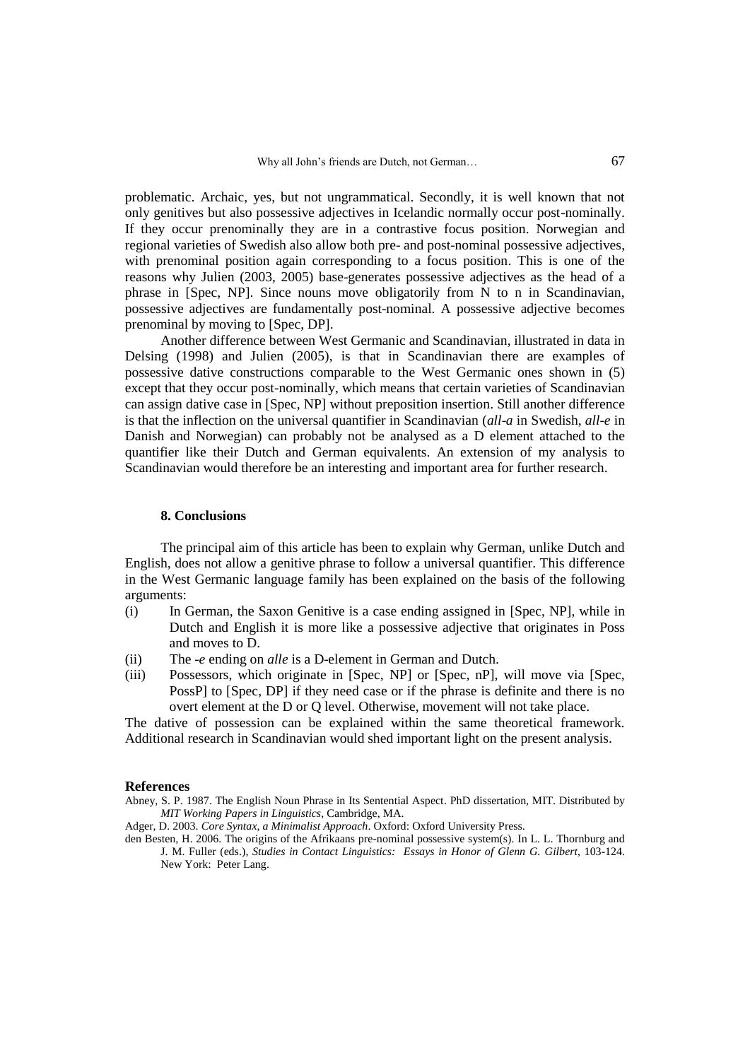problematic. Archaic, yes, but not ungrammatical. Secondly, it is well known that not only genitives but also possessive adjectives in Icelandic normally occur post-nominally. If they occur prenominally they are in a contrastive focus position. Norwegian and regional varieties of Swedish also allow both pre- and post-nominal possessive adjectives, with prenominal position again corresponding to a focus position. This is one of the reasons why Julien (2003, 2005) base-generates possessive adjectives as the head of a phrase in [Spec, NP]. Since nouns move obligatorily from N to n in Scandinavian, possessive adjectives are fundamentally post-nominal. A possessive adjective becomes prenominal by moving to [Spec, DP].

Another difference between West Germanic and Scandinavian, illustrated in data in Delsing (1998) and Julien (2005), is that in Scandinavian there are examples of possessive dative constructions comparable to the West Germanic ones shown in (5) except that they occur post-nominally, which means that certain varieties of Scandinavian can assign dative case in [Spec, NP] without preposition insertion. Still another difference is that the inflection on the universal quantifier in Scandinavian (*all-a* in Swedish, *all-e* in Danish and Norwegian) can probably not be analysed as a D element attached to the quantifier like their Dutch and German equivalents. An extension of my analysis to Scandinavian would therefore be an interesting and important area for further research.

## 8. Conclusions

The principal aim of this article has been to explain why German, unlike Dutch and English, does not allow a genitive phrase to follow a universal quantifier. This difference in the West Germanic language family has been explained on the basis of the following arguments:

(i) In German, the Saxon Genitive is a case ending assigned in [Spec, NP], while in Dutch and English it is more like a possessive adjective that originates in Poss and moves to D.

(ii) The *-e* ending on *alle* is a D-element in German and Dutch.

(iii) Possessors, which originate in [Spec, NP] or [Spec, nP], will move via [Spec, PossP] to [Spec, DP] if they need case or if the phrase is definite and there is no overt element at the D or Q level. Otherwise, movement will not take place.

The dative of possession can be explained within the same theoretical framework. Additional research in Scandinavian would shed important light on the present analysis.

## References

Abney, S. P. 1987. The English Noun Phrase in Its Sentential Aspect. PhD dissertation, MIT. Distributed by *MIT Working Papers in Linguistics*, Cambridge, MA.

Adger, D. 2003. *Core Syntax, a Minimalist Approach*. Oxford: Oxford University Press.

den Besten, H. 2006. The origins of the Afrikaans pre-nominal possessive system(s). In L. L. Thornburg and J. M. Fuller (eds.), *Studies in Contact Linguistics: Essays in Honor of Glenn G. Gilbert*, 103-124. New York: Peter Lang.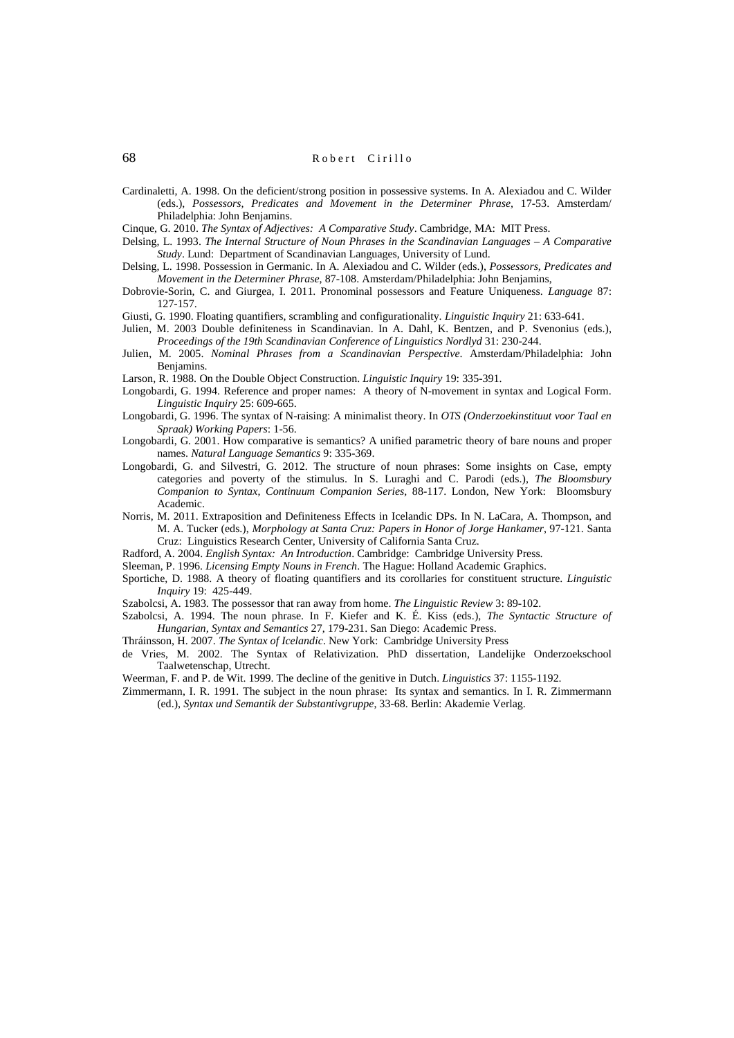Cardinaletti, A. 1998. On the deficient/strong position in possessive systems. In A. Alexiadou and C. Wilder (eds.), *Possessors, Predicates and Movement in the Determiner Phrase*, 17-53. Amsterdam/Philadelphia: John Benjamins.

Cinque, G. 2010. *The Syntax of Adjectives: A Comparative Study*. Cambridge, MA: MIT Press.

Delsing, L. 1993. *The Internal Structure of Noun Phrases in the Scandinavian Languages – A Comparative Study*. Lund: Department of Scandinavian Languages, University of Lund.

Delsing, L. 1998. Possession in Germanic. In A. Alexiadou and C. Wilder (eds.), *Possessors, Predicates and Movement in the Determiner Phrase*, 87-108. Amsterdam/Philadelphia: John Benjamins,

Dobrovie-Sorin, C. and Giurgea, I. 2011. Pronominal possessors and Feature Uniqueness. *Language* 87: 127-157.

Giusti, G. 1990. Floating quantifiers, scrambling and configurationality. *Linguistic Inquiry* 21: 633-641.

Julien, M. 2003 Double definiteness in Scandinavian. In A. Dahl, K. Bentzen, and P. Svenonius (eds.), *Proceedings of the 19th Scandinavian Conference of Linguistics Nordlyd* 31: 230-244.

Julien, M. 2005. *Nominal Phrases from a Scandinavian Perspective*. Amsterdam/Philadelphia: John Benjamins.

Larson, R. 1988. On the Double Object Construction. *Linguistic Inquiry* 19: 335-391.

Longobardi, G. 1994. Reference and proper names: A theory of N-movement in syntax and Logical Form. *Linguistic Inquiry* 25: 609-665.

Longobardi, G. 1996. The syntax of N-raising: A minimalist theory. In *OTS (Onderzoekinstituut voor Taal en Spraak) Working Papers*: 1-56.

Longobardi, G. 2001. How comparative is semantics? A unified parametric theory of bare nouns and proper names. *Natural Language Semantics* 9: 335-369.

Longobardi, G. and Silvestri, G. 2012. The structure of noun phrases: Some insights on Case, empty categories and poverty of the stimulus. In S. Luraghi and C. Parodi (eds.), *The Bloomsbury Companion to Syntax*, *Continuum Companion Series*, 88-117. London, New York: Bloomsbury Academic.

Norris, M. 2011. Extraposition and Definiteness Effects in Icelandic DPs. In N. LaCara, A. Thompson, and M. A. Tucker (eds.), *Morphology at Santa Cruz: Papers in Honor of Jorge Hankamer*, 97-121. Santa Cruz: Linguistics Research Center, University of California Santa Cruz.

Radford, A. 2004. *English Syntax: An Introduction*. Cambridge: Cambridge University Press.

Sleeman, P. 1996. *Licensing Empty Nouns in French*. The Hague: Holland Academic Graphics.

Sportiche, D. 1988. A theory of floating quantifiers and its corollaries for constituent structure. *Linguistic Inquiry* 19: 425-449.

Szabolcsi, A. 1983. The possessor that ran away from home. *The Linguistic Review* 3: 89-102.

Szabolcsi, A. 1994. The noun phrase. In F. Kiefer and K. É. Kiss (eds.), *The Syntactic Structure of Hungarian*, *Syntax and Semantics* 27, 179-231. San Diego: Academic Press.

Thráinsson, H. 2007. *The Syntax of Icelandic*. New York: Cambridge University Press

de Vries, M. 2002. The Syntax of Relativization. PhD dissertation, Landelijke Onderzoekschool Taalwetenschap, Utrecht.

Weerman, F. and P. de Wit. 1999. The decline of the genitive in Dutch. *Linguistics* 37: 1155-1192.

Zimmermann, I. R. 1991. The subject in the noun phrase: Its syntax and semantics. In I. R. Zimmermann (ed.), *Syntax und Semantik der Substantivgruppe*, 33-68. Berlin: Akademie Verlag.